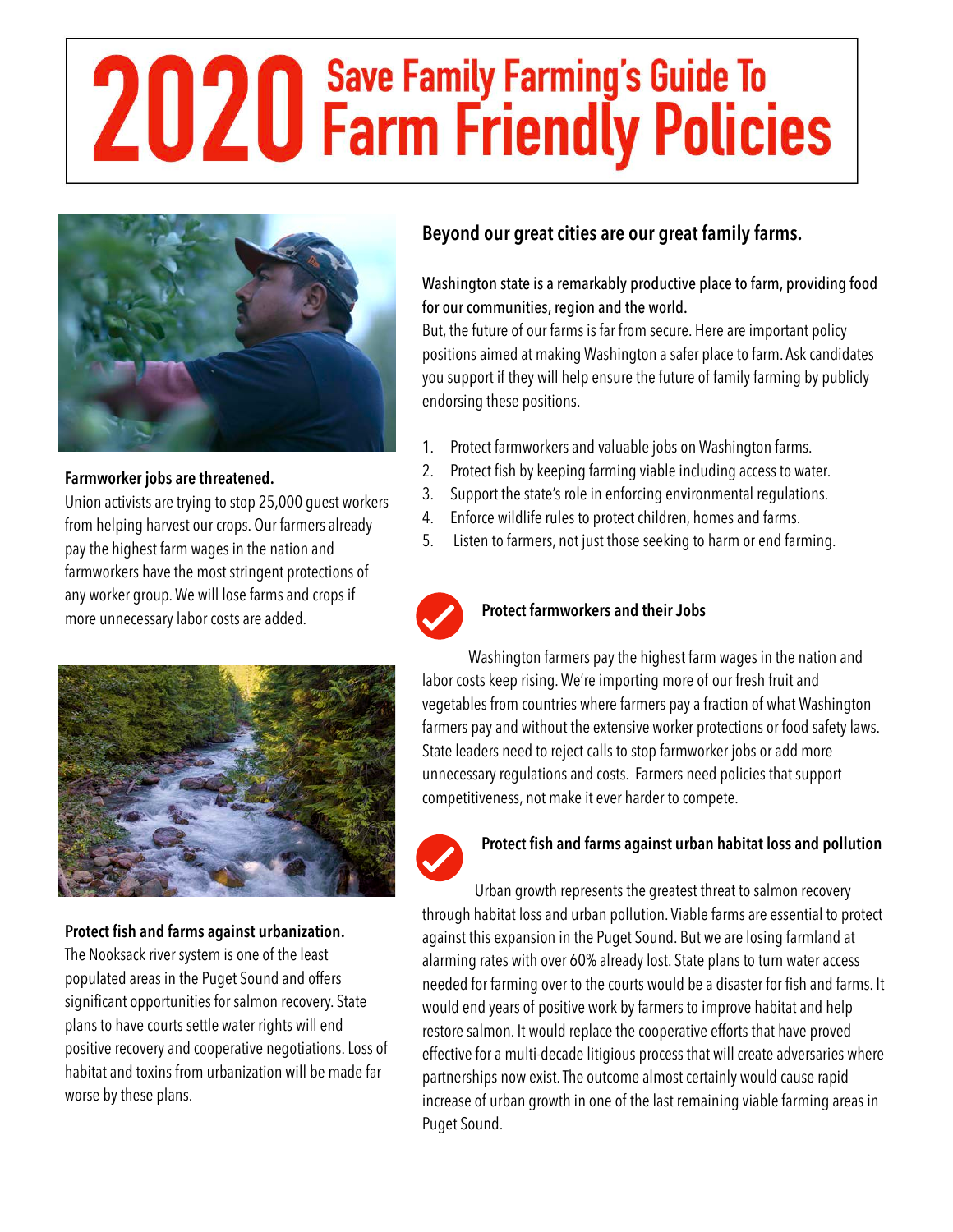# 2020 Save Family Farming's Guide To Farm Friendly Policies

**Farmworker jobs are threatened.**
Union activists are trying to stop 25,000 guest workers from helping harvest our crops. Our farmers already pay the highest farm wages in the nation and farmworkers have the most stringent protections of any worker group. We will lose farms and crops if more unnecessary labor costs are added.

**Protect fish and farms against urbanization.**
The Nooksack river system is one of the least populated areas in the Puget Sound and offers significant opportunities for salmon recovery. State plans to have courts settle water rights will end positive recovery and cooperative negotiations. Loss of habitat and toxins from urbanization will be made far worse by these plans.

## Beyond our great cities are our great family farms.

Washington state is a remarkably productive place to farm, providing food for our communities, region and the world.

But, the future of our farms is far from secure. Here are important policy positions aimed at making Washington a safer place to farm. Ask candidates you support if they will help ensure the future of family farming by publicly endorsing these positions.

1. Protect farmworkers and valuable jobs on Washington farms.
2. Protect fish by keeping farming viable including access to water.
3. Support the state's role in enforcing environmental regulations.
4. Enforce wildlife rules to protect children, homes and farms.
5. Listen to farmers, not just those seeking to harm or end farming.

### Protect farmworkers and their Jobs

Washington farmers pay the highest farm wages in the nation and labor costs keep rising. We're importing more of our fresh fruit and vegetables from countries where farmers pay a fraction of what Washington farmers pay and without the extensive worker protections or food safety laws. State leaders need to reject calls to stop farmworker jobs or add more unnecessary regulations and costs. Farmers need policies that support competitiveness, not make it ever harder to compete.

### Protect fish and farms against urban habitat loss and pollution

Urban growth represents the greatest threat to salmon recovery through habitat loss and urban pollution. Viable farms are essential to protect against this expansion in the Puget Sound. But we are losing farmland at alarming rates with over 60% already lost. State plans to turn water access needed for farming over to the courts would be a disaster for fish and farms. It would end years of positive work by farmers to improve habitat and help restore salmon. It would replace the cooperative efforts that have proved effective for a multi-decade litigious process that will create adversaries where partnerships now exist. The outcome almost certainly would cause rapid increase of urban growth in one of the last remaining viable farming areas in Puget Sound.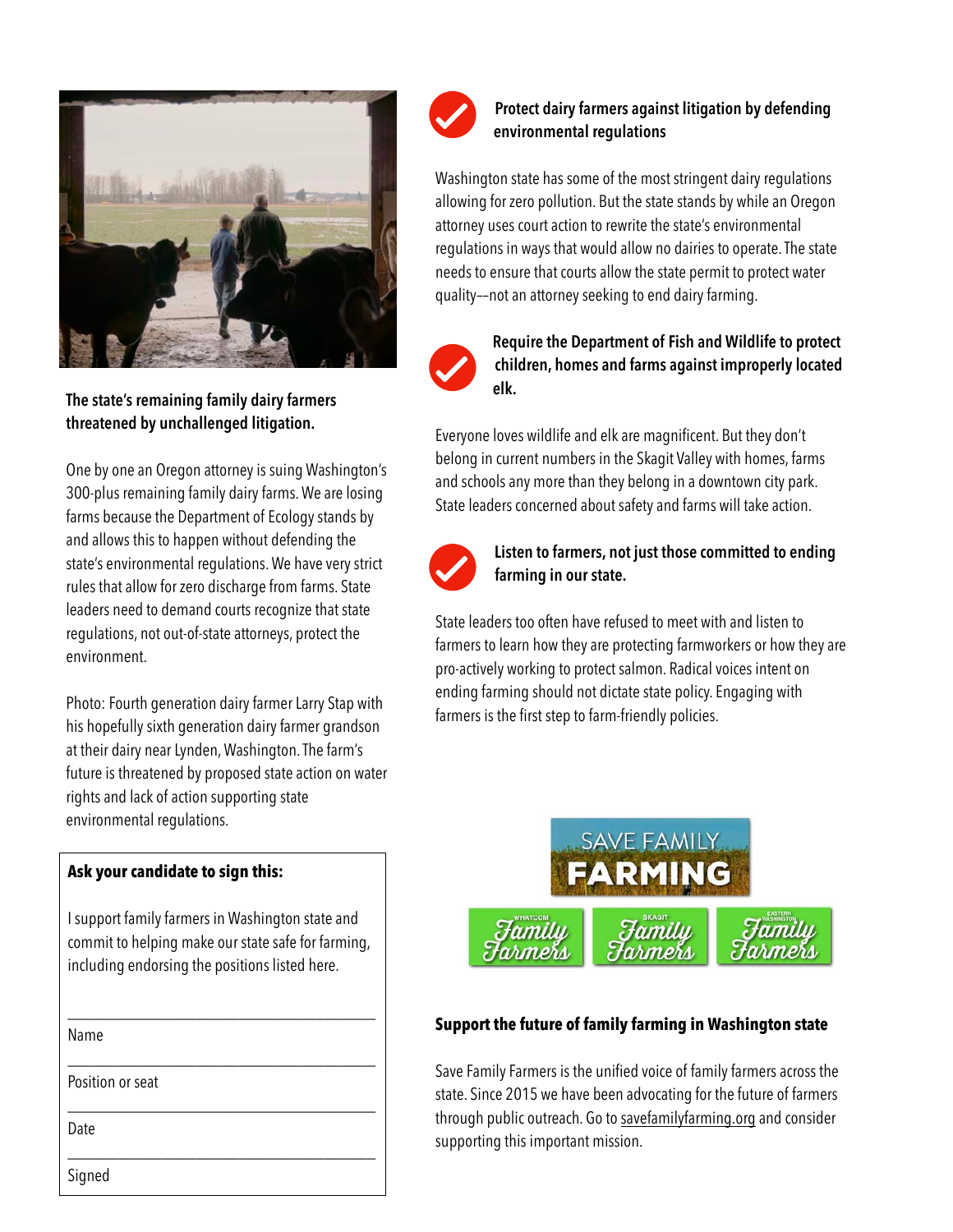**The state's remaining family dairy farmers threatened by unchallenged litigation.**

One by one an Oregon attorney is suing Washington's 300-plus remaining family dairy farms. We are losing farms because the Department of Ecology stands by and allows this to happen without defending the state's environmental regulations. We have very strict rules that allow for zero discharge from farms. State leaders need to demand courts recognize that state regulations, not out-of-state attorneys, protect the environment.

Photo: Fourth generation dairy farmer Larry Stap with his hopefully sixth generation dairy farmer grandson at their dairy near Lynden, Washington. The farm's future is threatened by proposed state action on water rights and lack of action supporting state environmental regulations.

**Ask your candidate to sign this:**

I support family farmers in Washington state and commit to helping make our state safe for farming, including endorsing the positions listed here.

\_\_\_\_\_\_\_\_\_\_\_\_\_\_\_\_\_\_\_\_\_\_\_\_\_\_\_\_\_\_\_\_\_\_\_\_\_\_\_\_

Name

\_\_\_\_\_\_\_\_\_\_\_\_\_\_\_\_\_\_\_\_\_\_\_\_\_\_\_\_\_\_\_\_\_\_\_\_\_\_\_\_

Position or seat

\_\_\_\_\_\_\_\_\_\_\_\_\_\_\_\_\_\_\_\_\_\_\_\_\_\_\_\_\_\_\_\_\_\_\_\_\_\_\_\_

Date

\_\_\_\_\_\_\_\_\_\_\_\_\_\_\_\_\_\_\_\_\_\_\_\_\_\_\_\_\_\_\_\_\_\_\_\_\_\_\_\_

Signed

**Protect dairy farmers against litigation by defending environmental regulations**

Washington state has some of the most stringent dairy regulations allowing for zero pollution. But the state stands by while an Oregon attorney uses court action to rewrite the state's environmental regulations in ways that would allow no dairies to operate. The state needs to ensure that courts allow the state permit to protect water quality––not an attorney seeking to end dairy farming.

**Require the Department of Fish and Wildlife to protect children, homes and farms against improperly located elk.**

Everyone loves wildlife and elk are magnificent. But they don't belong in current numbers in the Skagit Valley with homes, farms and schools any more than they belong in a downtown city park. State leaders concerned about safety and farms will take action.

**Listen to farmers, not just those committed to ending farming in our state.**

State leaders too often have refused to meet with and listen to farmers to learn how they are protecting farmworkers or how they are pro-actively working to protect salmon. Radical voices intent on ending farming should not dictate state policy. Engaging with farmers is the first step to farm-friendly policies.

SAVE FAMILY FARMING

Whatcom Family Farmers | Skagit Family Farmers | Eastern Washington Family Farmers

**Support the future of family farming in Washington state**

Save Family Farmers is the unified voice of family farmers across the state. Since 2015 we have been advocating for the future of farmers through public outreach. Go to savefamilyfarming.org and consider supporting this important mission.